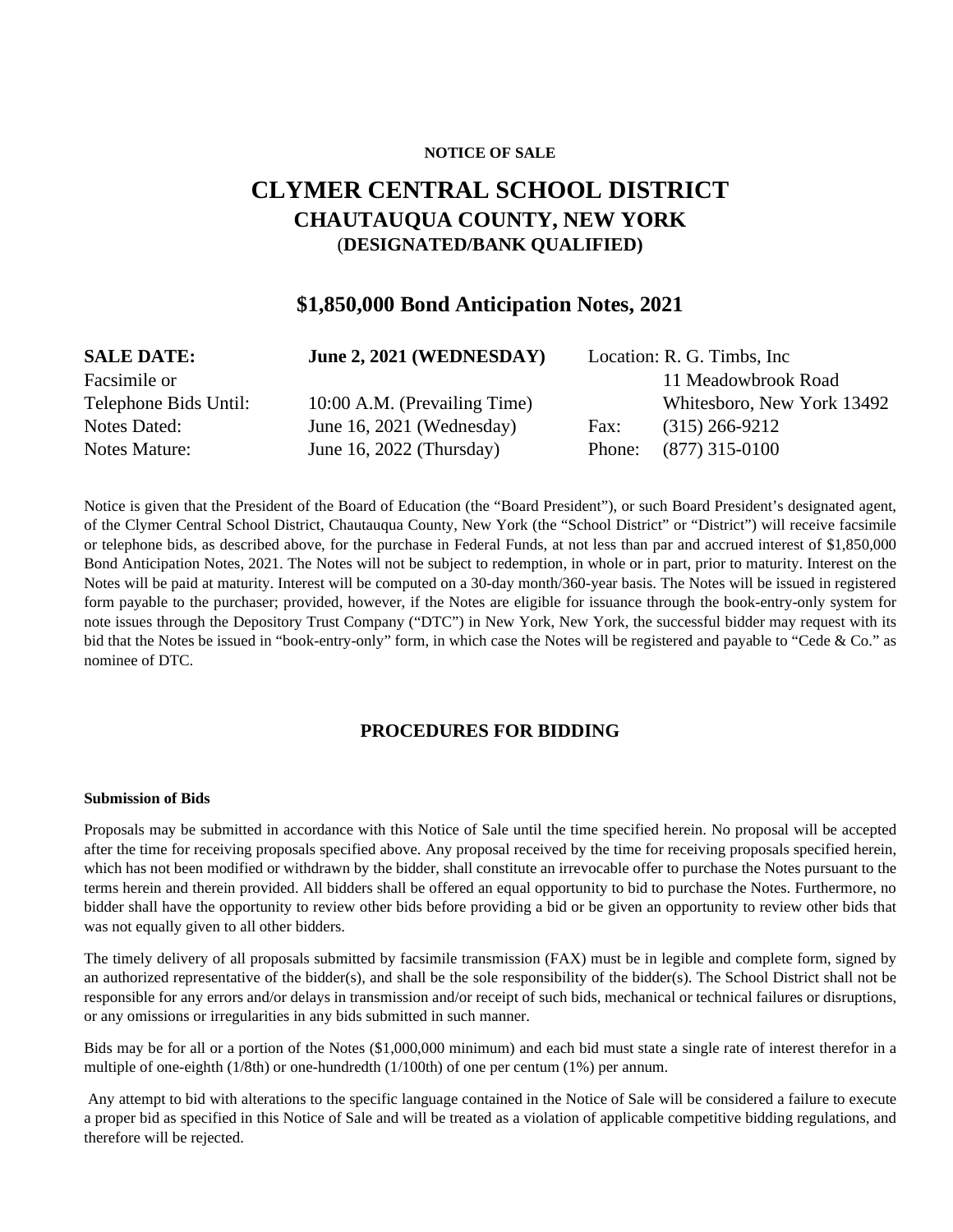**NOTICE OF SALE**

# CLYMER CENTRAL SCHOOL DISTRICT

## CHAUTAUQUA COUNTY, NEW YORK

**(DESIGNATED/BANK QUALIFIED)**

## $1,850,000 Bond Anticipation Notes, 2021

| | | | |
|---|---|---|---|
| **SALE DATE:** | **June 2, 2021 (WEDNESDAY)** | Location: | R. G. Timbs, Inc |
| Facsimile or | | | 11 Meadowbrook Road |
| Telephone Bids Until: | 10:00 A.M. (Prevailing Time) | | Whitesboro, New York 13492 |
| Notes Dated: | June 16, 2021 (Wednesday) | Fax: | (315) 266-9212 |
| Notes Mature: | June 16, 2022 (Thursday) | Phone: | (877) 315-0100 |

Notice is given that the President of the Board of Education (the "Board President"), or such Board President's designated agent, of the Clymer Central School District, Chautauqua County, New York (the "School District" or "District") will receive facsimile or telephone bids, as described above, for the purchase in Federal Funds, at not less than par and accrued interest of $1,850,000 Bond Anticipation Notes, 2021. The Notes will not be subject to redemption, in whole or in part, prior to maturity. Interest on the Notes will be paid at maturity. Interest will be computed on a 30-day month/360-year basis. The Notes will be issued in registered form payable to the purchaser; provided, however, if the Notes are eligible for issuance through the book-entry-only system for note issues through the Depository Trust Company ("DTC") in New York, New York, the successful bidder may request with its bid that the Notes be issued in "book-entry-only" form, in which case the Notes will be registered and payable to "Cede & Co." as nominee of DTC.

## PROCEDURES FOR BIDDING

#### Submission of Bids

Proposals may be submitted in accordance with this Notice of Sale until the time specified herein. No proposal will be accepted after the time for receiving proposals specified above. Any proposal received by the time for receiving proposals specified herein, which has not been modified or withdrawn by the bidder, shall constitute an irrevocable offer to purchase the Notes pursuant to the terms herein and therein provided. All bidders shall be offered an equal opportunity to bid to purchase the Notes. Furthermore, no bidder shall have the opportunity to review other bids before providing a bid or be given an opportunity to review other bids that was not equally given to all other bidders.

The timely delivery of all proposals submitted by facsimile transmission (FAX) must be in legible and complete form, signed by an authorized representative of the bidder(s), and shall be the sole responsibility of the bidder(s). The School District shall not be responsible for any errors and/or delays in transmission and/or receipt of such bids, mechanical or technical failures or disruptions, or any omissions or irregularities in any bids submitted in such manner.

Bids may be for all or a portion of the Notes ($1,000,000 minimum) and each bid must state a single rate of interest therefor in a multiple of one-eighth (1/8th) or one-hundredth (1/100th) of one per centum (1%) per annum.

Any attempt to bid with alterations to the specific language contained in the Notice of Sale will be considered a failure to execute a proper bid as specified in this Notice of Sale and will be treated as a violation of applicable competitive bidding regulations, and therefore will be rejected.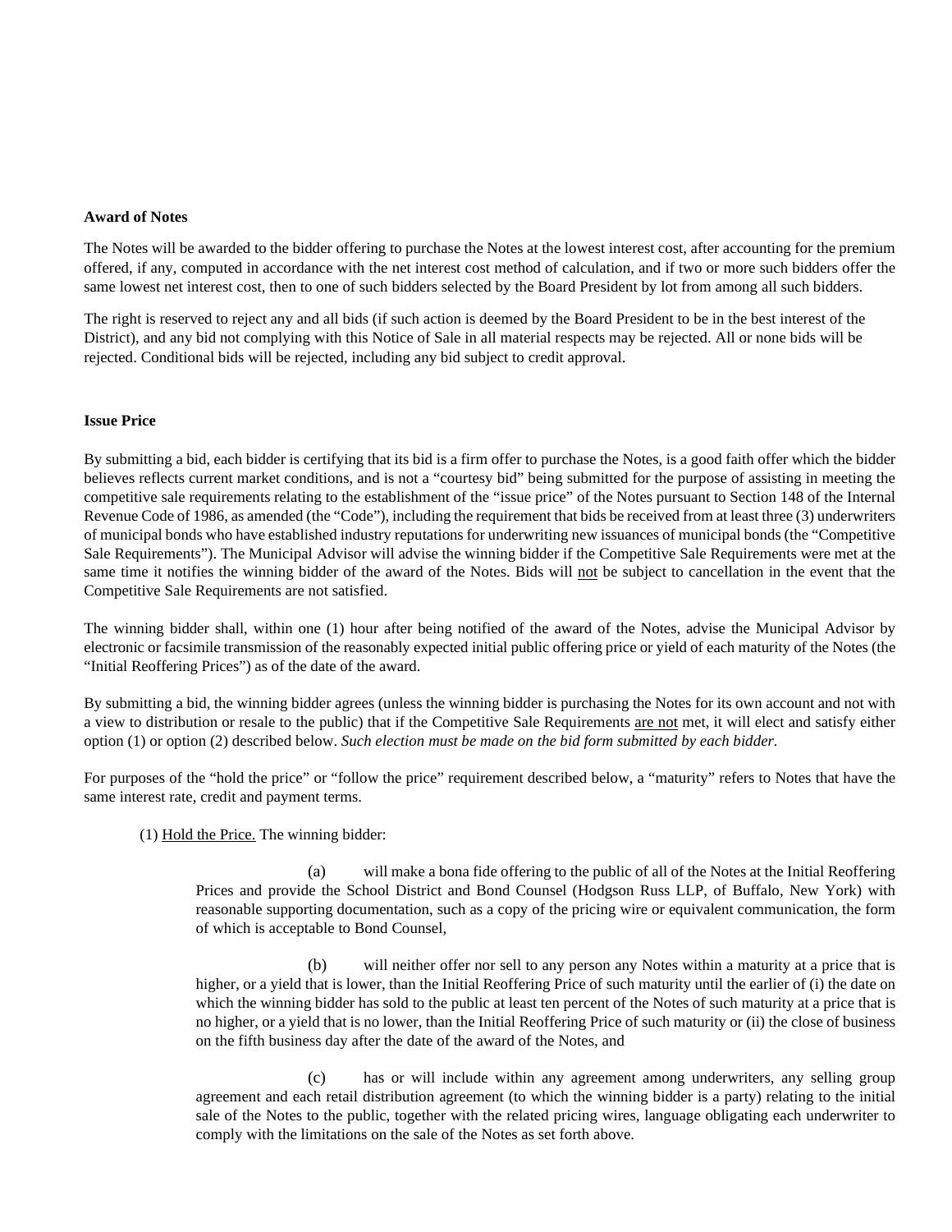**Award of Notes**

The Notes will be awarded to the bidder offering to purchase the Notes at the lowest interest cost, after accounting for the premium offered, if any, computed in accordance with the net interest cost method of calculation, and if two or more such bidders offer the same lowest net interest cost, then to one of such bidders selected by the Board President by lot from among all such bidders.

The right is reserved to reject any and all bids (if such action is deemed by the Board President to be in the best interest of the District), and any bid not complying with this Notice of Sale in all material respects may be rejected. All or none bids will be rejected. Conditional bids will be rejected, including any bid subject to credit approval.

**Issue Price**

By submitting a bid, each bidder is certifying that its bid is a firm offer to purchase the Notes, is a good faith offer which the bidder believes reflects current market conditions, and is not a "courtesy bid" being submitted for the purpose of assisting in meeting the competitive sale requirements relating to the establishment of the "issue price" of the Notes pursuant to Section 148 of the Internal Revenue Code of 1986, as amended (the "Code"), including the requirement that bids be received from at least three (3) underwriters of municipal bonds who have established industry reputations for underwriting new issuances of municipal bonds (the "Competitive Sale Requirements"). The Municipal Advisor will advise the winning bidder if the Competitive Sale Requirements were met at the same time it notifies the winning bidder of the award of the Notes. Bids will not be subject to cancellation in the event that the Competitive Sale Requirements are not satisfied.

The winning bidder shall, within one (1) hour after being notified of the award of the Notes, advise the Municipal Advisor by electronic or facsimile transmission of the reasonably expected initial public offering price or yield of each maturity of the Notes (the "Initial Reoffering Prices") as of the date of the award.

By submitting a bid, the winning bidder agrees (unless the winning bidder is purchasing the Notes for its own account and not with a view to distribution or resale to the public) that if the Competitive Sale Requirements are not met, it will elect and satisfy either option (1) or option (2) described below. *Such election must be made on the bid form submitted by each bidder.*

For purposes of the "hold the price" or "follow the price" requirement described below, a "maturity" refers to Notes that have the same interest rate, credit and payment terms.

(1) Hold the Price. The winning bidder:

(a) will make a bona fide offering to the public of all of the Notes at the Initial Reoffering Prices and provide the School District and Bond Counsel (Hodgson Russ LLP, of Buffalo, New York) with reasonable supporting documentation, such as a copy of the pricing wire or equivalent communication, the form of which is acceptable to Bond Counsel,

(b) will neither offer nor sell to any person any Notes within a maturity at a price that is higher, or a yield that is lower, than the Initial Reoffering Price of such maturity until the earlier of (i) the date on which the winning bidder has sold to the public at least ten percent of the Notes of such maturity at a price that is no higher, or a yield that is no lower, than the Initial Reoffering Price of such maturity or (ii) the close of business on the fifth business day after the date of the award of the Notes, and

(c) has or will include within any agreement among underwriters, any selling group agreement and each retail distribution agreement (to which the winning bidder is a party) relating to the initial sale of the Notes to the public, together with the related pricing wires, language obligating each underwriter to comply with the limitations on the sale of the Notes as set forth above.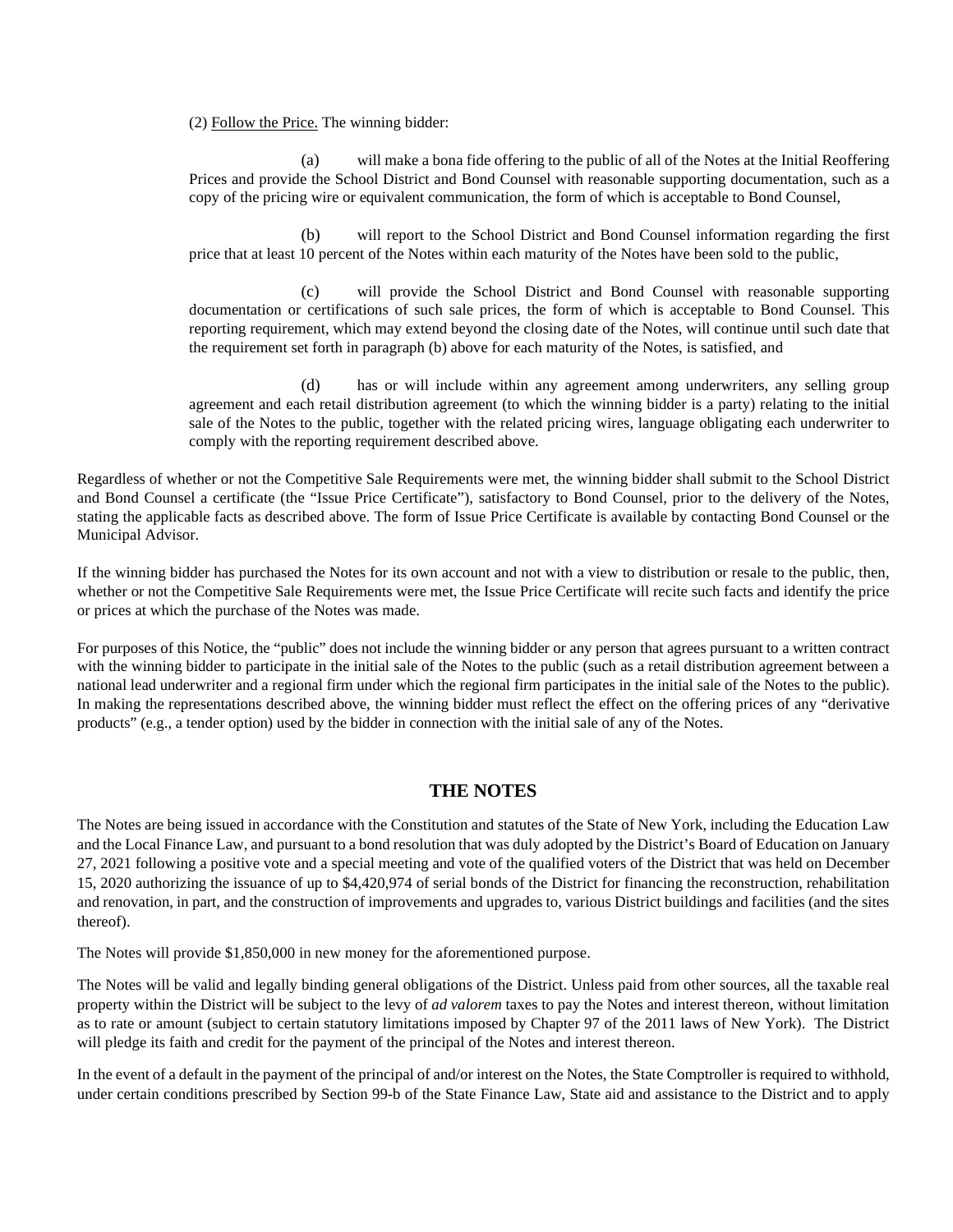(2) Follow the Price. The winning bidder:

(a) will make a bona fide offering to the public of all of the Notes at the Initial Reoffering Prices and provide the School District and Bond Counsel with reasonable supporting documentation, such as a copy of the pricing wire or equivalent communication, the form of which is acceptable to Bond Counsel,

(b) will report to the School District and Bond Counsel information regarding the first price that at least 10 percent of the Notes within each maturity of the Notes have been sold to the public,

(c) will provide the School District and Bond Counsel with reasonable supporting documentation or certifications of such sale prices, the form of which is acceptable to Bond Counsel. This reporting requirement, which may extend beyond the closing date of the Notes, will continue until such date that the requirement set forth in paragraph (b) above for each maturity of the Notes, is satisfied, and

(d) has or will include within any agreement among underwriters, any selling group agreement and each retail distribution agreement (to which the winning bidder is a party) relating to the initial sale of the Notes to the public, together with the related pricing wires, language obligating each underwriter to comply with the reporting requirement described above.

Regardless of whether or not the Competitive Sale Requirements were met, the winning bidder shall submit to the School District and Bond Counsel a certificate (the "Issue Price Certificate"), satisfactory to Bond Counsel, prior to the delivery of the Notes, stating the applicable facts as described above. The form of Issue Price Certificate is available by contacting Bond Counsel or the Municipal Advisor.

If the winning bidder has purchased the Notes for its own account and not with a view to distribution or resale to the public, then, whether or not the Competitive Sale Requirements were met, the Issue Price Certificate will recite such facts and identify the price or prices at which the purchase of the Notes was made.

For purposes of this Notice, the "public" does not include the winning bidder or any person that agrees pursuant to a written contract with the winning bidder to participate in the initial sale of the Notes to the public (such as a retail distribution agreement between a national lead underwriter and a regional firm under which the regional firm participates in the initial sale of the Notes to the public). In making the representations described above, the winning bidder must reflect the effect on the offering prices of any "derivative products" (e.g., a tender option) used by the bidder in connection with the initial sale of any of the Notes.

## THE NOTES

The Notes are being issued in accordance with the Constitution and statutes of the State of New York, including the Education Law and the Local Finance Law, and pursuant to a bond resolution that was duly adopted by the District's Board of Education on January 27, 2021 following a positive vote and a special meeting and vote of the qualified voters of the District that was held on December 15, 2020 authorizing the issuance of up to $4,420,974 of serial bonds of the District for financing the reconstruction, rehabilitation and renovation, in part, and the construction of improvements and upgrades to, various District buildings and facilities (and the sites thereof).

The Notes will provide $1,850,000 in new money for the aforementioned purpose.

The Notes will be valid and legally binding general obligations of the District. Unless paid from other sources, all the taxable real property within the District will be subject to the levy of *ad valorem* taxes to pay the Notes and interest thereon, without limitation as to rate or amount (subject to certain statutory limitations imposed by Chapter 97 of the 2011 laws of New York). The District will pledge its faith and credit for the payment of the principal of the Notes and interest thereon.

In the event of a default in the payment of the principal of and/or interest on the Notes, the State Comptroller is required to withhold, under certain conditions prescribed by Section 99-b of the State Finance Law, State aid and assistance to the District and to apply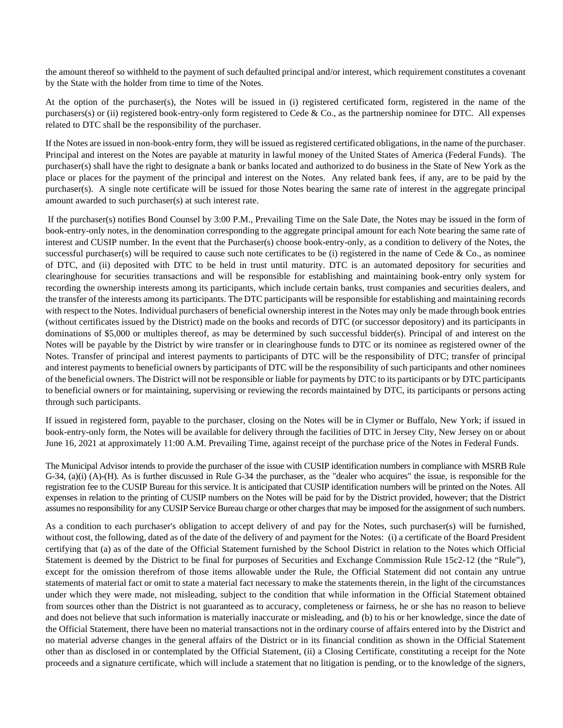the amount thereof so withheld to the payment of such defaulted principal and/or interest, which requirement constitutes a covenant by the State with the holder from time to time of the Notes.

At the option of the purchaser(s), the Notes will be issued in (i) registered certificated form, registered in the name of the purchasers(s) or (ii) registered book-entry-only form registered to Cede & Co., as the partnership nominee for DTC. All expenses related to DTC shall be the responsibility of the purchaser.

If the Notes are issued in non-book-entry form, they will be issued as registered certificated obligations, in the name of the purchaser. Principal and interest on the Notes are payable at maturity in lawful money of the United States of America (Federal Funds). The purchaser(s) shall have the right to designate a bank or banks located and authorized to do business in the State of New York as the place or places for the payment of the principal and interest on the Notes. Any related bank fees, if any, are to be paid by the purchaser(s). A single note certificate will be issued for those Notes bearing the same rate of interest in the aggregate principal amount awarded to such purchaser(s) at such interest rate.

If the purchaser(s) notifies Bond Counsel by 3:00 P.M., Prevailing Time on the Sale Date, the Notes may be issued in the form of book-entry-only notes, in the denomination corresponding to the aggregate principal amount for each Note bearing the same rate of interest and CUSIP number. In the event that the Purchaser(s) choose book-entry-only, as a condition to delivery of the Notes, the successful purchaser(s) will be required to cause such note certificates to be (i) registered in the name of Cede & Co., as nominee of DTC, and (ii) deposited with DTC to be held in trust until maturity. DTC is an automated depository for securities and clearinghouse for securities transactions and will be responsible for establishing and maintaining book-entry only system for recording the ownership interests among its participants, which include certain banks, trust companies and securities dealers, and the transfer of the interests among its participants. The DTC participants will be responsible for establishing and maintaining records with respect to the Notes. Individual purchasers of beneficial ownership interest in the Notes may only be made through book entries (without certificates issued by the District) made on the books and records of DTC (or successor depository) and its participants in dominations of $5,000 or multiples thereof, as may be determined by such successful bidder(s). Principal of and interest on the Notes will be payable by the District by wire transfer or in clearinghouse funds to DTC or its nominee as registered owner of the Notes. Transfer of principal and interest payments to participants of DTC will be the responsibility of DTC; transfer of principal and interest payments to beneficial owners by participants of DTC will be the responsibility of such participants and other nominees of the beneficial owners. The District will not be responsible or liable for payments by DTC to its participants or by DTC participants to beneficial owners or for maintaining, supervising or reviewing the records maintained by DTC, its participants or persons acting through such participants.

If issued in registered form, payable to the purchaser, closing on the Notes will be in Clymer or Buffalo, New York; if issued in book-entry-only form, the Notes will be available for delivery through the facilities of DTC in Jersey City, New Jersey on or about June 16, 2021 at approximately 11:00 A.M. Prevailing Time, against receipt of the purchase price of the Notes in Federal Funds.

The Municipal Advisor intends to provide the purchaser of the issue with CUSIP identification numbers in compliance with MSRB Rule G-34, (a)(i) (A)-(H). As is further discussed in Rule G-34 the purchaser, as the "dealer who acquires" the issue, is responsible for the registration fee to the CUSIP Bureau for this service. It is anticipated that CUSIP identification numbers will be printed on the Notes. All expenses in relation to the printing of CUSIP numbers on the Notes will be paid for by the District provided, however; that the District assumes no responsibility for any CUSIP Service Bureau charge or other charges that may be imposed for the assignment of such numbers.

As a condition to each purchaser's obligation to accept delivery of and pay for the Notes, such purchaser(s) will be furnished, without cost, the following, dated as of the date of the delivery of and payment for the Notes: (i) a certificate of the Board President certifying that (a) as of the date of the Official Statement furnished by the School District in relation to the Notes which Official Statement is deemed by the District to be final for purposes of Securities and Exchange Commission Rule 15c2-12 (the "Rule"), except for the omission therefrom of those items allowable under the Rule, the Official Statement did not contain any untrue statements of material fact or omit to state a material fact necessary to make the statements therein, in the light of the circumstances under which they were made, not misleading, subject to the condition that while information in the Official Statement obtained from sources other than the District is not guaranteed as to accuracy, completeness or fairness, he or she has no reason to believe and does not believe that such information is materially inaccurate or misleading, and (b) to his or her knowledge, since the date of the Official Statement, there have been no material transactions not in the ordinary course of affairs entered into by the District and no material adverse changes in the general affairs of the District or in its financial condition as shown in the Official Statement other than as disclosed in or contemplated by the Official Statement, (ii) a Closing Certificate, constituting a receipt for the Note proceeds and a signature certificate, which will include a statement that no litigation is pending, or to the knowledge of the signers,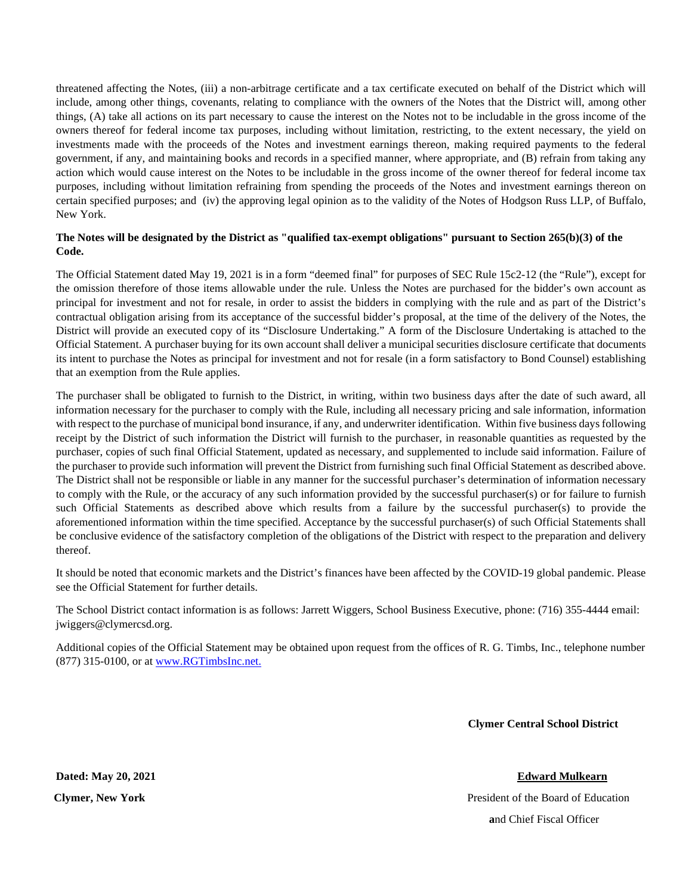threatened affecting the Notes, (iii) a non-arbitrage certificate and a tax certificate executed on behalf of the District which will include, among other things, covenants, relating to compliance with the owners of the Notes that the District will, among other things, (A) take all actions on its part necessary to cause the interest on the Notes not to be includable in the gross income of the owners thereof for federal income tax purposes, including without limitation, restricting, to the extent necessary, the yield on investments made with the proceeds of the Notes and investment earnings thereon, making required payments to the federal government, if any, and maintaining books and records in a specified manner, where appropriate, and (B) refrain from taking any action which would cause interest on the Notes to be includable in the gross income of the owner thereof for federal income tax purposes, including without limitation refraining from spending the proceeds of the Notes and investment earnings thereon on certain specified purposes; and (iv) the approving legal opinion as to the validity of the Notes of Hodgson Russ LLP, of Buffalo, New York.

**The Notes will be designated by the District as "qualified tax-exempt obligations" pursuant to Section 265(b)(3) of the Code.**

The Official Statement dated May 19, 2021 is in a form "deemed final" for purposes of SEC Rule 15c2-12 (the "Rule"), except for the omission therefore of those items allowable under the rule. Unless the Notes are purchased for the bidder's own account as principal for investment and not for resale, in order to assist the bidders in complying with the rule and as part of the District's contractual obligation arising from its acceptance of the successful bidder's proposal, at the time of the delivery of the Notes, the District will provide an executed copy of its "Disclosure Undertaking." A form of the Disclosure Undertaking is attached to the Official Statement. A purchaser buying for its own account shall deliver a municipal securities disclosure certificate that documents its intent to purchase the Notes as principal for investment and not for resale (in a form satisfactory to Bond Counsel) establishing that an exemption from the Rule applies.

The purchaser shall be obligated to furnish to the District, in writing, within two business days after the date of such award, all information necessary for the purchaser to comply with the Rule, including all necessary pricing and sale information, information with respect to the purchase of municipal bond insurance, if any, and underwriter identification. Within five business days following receipt by the District of such information the District will furnish to the purchaser, in reasonable quantities as requested by the purchaser, copies of such final Official Statement, updated as necessary, and supplemented to include said information. Failure of the purchaser to provide such information will prevent the District from furnishing such final Official Statement as described above. The District shall not be responsible or liable in any manner for the successful purchaser's determination of information necessary to comply with the Rule, or the accuracy of any such information provided by the successful purchaser(s) or for failure to furnish such Official Statements as described above which results from a failure by the successful purchaser(s) to provide the aforementioned information within the time specified. Acceptance by the successful purchaser(s) of such Official Statements shall be conclusive evidence of the satisfactory completion of the obligations of the District with respect to the preparation and delivery thereof.

It should be noted that economic markets and the District's finances have been affected by the COVID-19 global pandemic. Please see the Official Statement for further details.

The School District contact information is as follows: Jarrett Wiggers, School Business Executive, phone: (716) 355-4444 email: jwiggers@clymercsd.org.

Additional copies of the Official Statement may be obtained upon request from the offices of R. G. Timbs, Inc., telephone number (877) 315-0100, or at [www.RGTimbsInc.net.](www.RGTimbsInc.net)

**Clymer Central School District**

**Dated: May 20, 2021**

**Clymer, New York**

**Edward Mulkearn**

President of the Board of Education

and Chief Fiscal Officer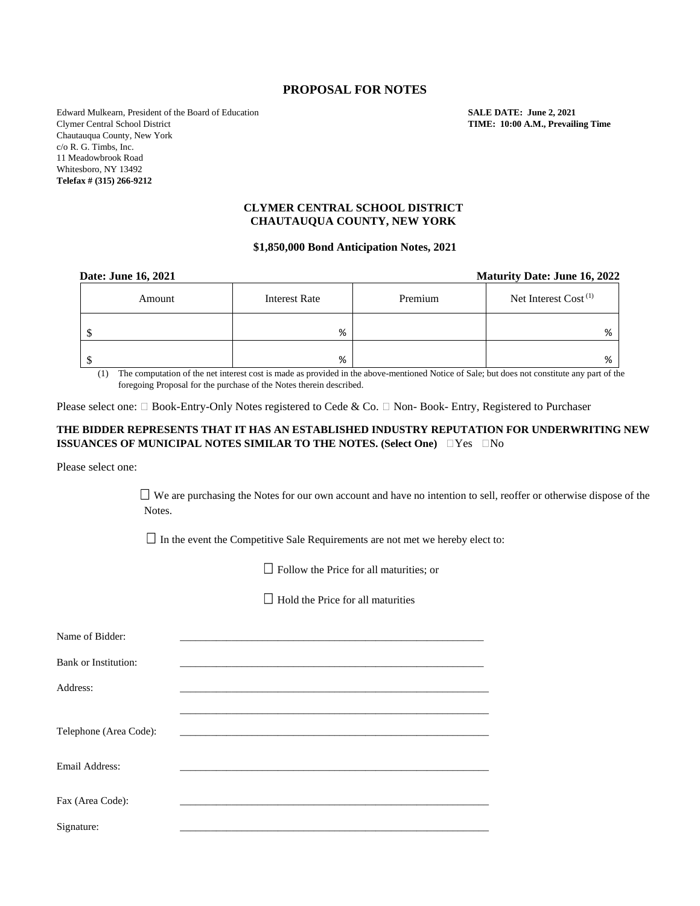## PROPOSAL FOR NOTES

Edward Mulkearn, President of the Board of Education
Clymer Central School District
Chautauqua County, New York
c/o R. G. Timbs, Inc.
11 Meadowbrook Road
Whitesboro, NY 13492
**Telefax # (315) 266-9212**

**SALE DATE: June 2, 2021**
**TIME: 10:00 A.M., Prevailing Time**

### CLYMER CENTRAL SCHOOL DISTRICT
### CHAUTAUQUA COUNTY, NEW YORK

**$1,850,000 Bond Anticipation Notes, 2021**

**Date: June 16, 2021** **Maturity Date: June 16, 2022**

| Amount | Interest Rate | Premium | Net Interest Cost [1] |
|---|---|---|---|
| $ | % | | % |
| $ | % | | % |

(1) The computation of the net interest cost is made as provided in the above-mentioned Notice of Sale; but does not constitute any part of the foregoing Proposal for the purchase of the Notes therein described.

Please select one: ☐ Book-Entry-Only Notes registered to Cede & Co. ☐ Non- Book- Entry, Registered to Purchaser

**THE BIDDER REPRESENTS THAT IT HAS AN ESTABLISHED INDUSTRY REPUTATION FOR UNDERWRITING NEW ISSUANCES OF MUNICIPAL NOTES SIMILAR TO THE NOTES. (Select One)** ☐Yes ☐No

Please select one:

☐ We are purchasing the Notes for our own account and have no intention to sell, reoffer or otherwise dispose of the Notes.

☐ In the event the Competitive Sale Requirements are not met we hereby elect to:

☐ Follow the Price for all maturities; or

☐ Hold the Price for all maturities

Name of Bidder: \_\_\_\_\_\_\_\_\_\_\_\_\_\_\_\_\_\_\_\_\_\_\_\_\_\_\_\_\_\_\_\_\_\_\_\_\_\_\_\_\_\_\_\_\_\_\_\_\_\_\_\_\_\_

Bank or Institution: \_\_\_\_\_\_\_\_\_\_\_\_\_\_\_\_\_\_\_\_\_\_\_\_\_\_\_\_\_\_\_\_\_\_\_\_\_\_\_\_\_\_\_\_\_\_\_\_\_\_\_\_\_\_

Address: \_\_\_\_\_\_\_\_\_\_\_\_\_\_\_\_\_\_\_\_\_\_\_\_\_\_\_\_\_\_\_\_\_\_\_\_\_\_\_\_\_\_\_\_\_\_\_\_\_\_\_\_\_\_

\_\_\_\_\_\_\_\_\_\_\_\_\_\_\_\_\_\_\_\_\_\_\_\_\_\_\_\_\_\_\_\_\_\_\_\_\_\_\_\_\_\_\_\_\_\_\_\_\_\_\_\_\_\_

Telephone (Area Code): \_\_\_\_\_\_\_\_\_\_\_\_\_\_\_\_\_\_\_\_\_\_\_\_\_\_\_\_\_\_\_\_\_\_\_\_\_\_\_\_\_\_\_\_\_\_\_\_\_\_\_\_\_\_

Email Address: \_\_\_\_\_\_\_\_\_\_\_\_\_\_\_\_\_\_\_\_\_\_\_\_\_\_\_\_\_\_\_\_\_\_\_\_\_\_\_\_\_\_\_\_\_\_\_\_\_\_\_\_\_\_

Fax (Area Code): \_\_\_\_\_\_\_\_\_\_\_\_\_\_\_\_\_\_\_\_\_\_\_\_\_\_\_\_\_\_\_\_\_\_\_\_\_\_\_\_\_\_\_\_\_\_\_\_\_\_\_\_\_\_

Signature: \_\_\_\_\_\_\_\_\_\_\_\_\_\_\_\_\_\_\_\_\_\_\_\_\_\_\_\_\_\_\_\_\_\_\_\_\_\_\_\_\_\_\_\_\_\_\_\_\_\_\_\_\_\_